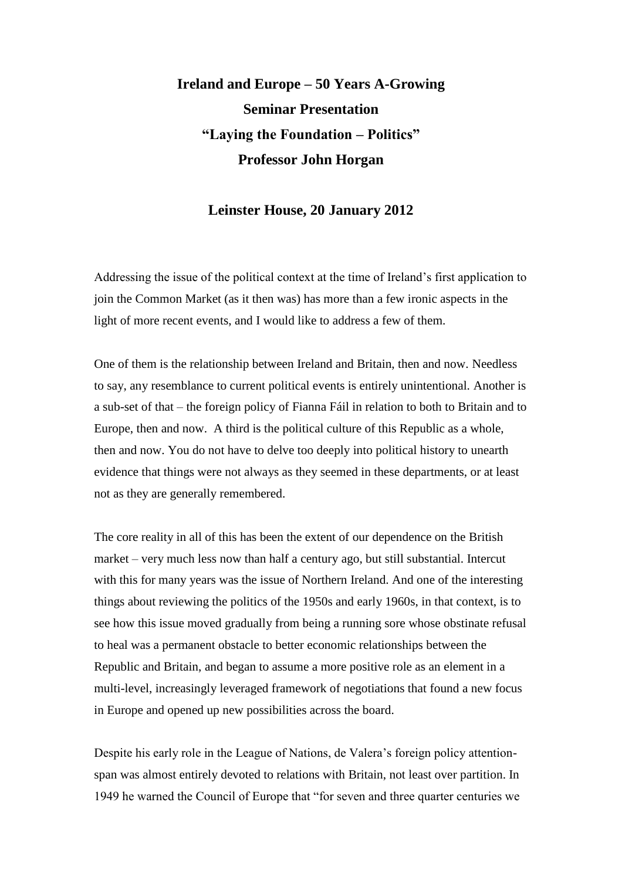# Ireland and Europe – 50 Years A-Growing

## Seminar Presentation

## "Laying the Foundation – Politics"

## Professor John Horgan

### Leinster House, 20 January 2012

Addressing the issue of the political context at the time of Ireland's first application to join the Common Market (as it then was) has more than a few ironic aspects in the light of more recent events, and I would like to address a few of them.

One of them is the relationship between Ireland and Britain, then and now. Needless to say, any resemblance to current political events is entirely unintentional. Another is a sub-set of that – the foreign policy of Fianna Fáil in relation to both to Britain and to Europe, then and now. A third is the political culture of this Republic as a whole, then and now. You do not have to delve too deeply into political history to unearth evidence that things were not always as they seemed in these departments, or at least not as they are generally remembered.

The core reality in all of this has been the extent of our dependence on the British market – very much less now than half a century ago, but still substantial. Intercut with this for many years was the issue of Northern Ireland. And one of the interesting things about reviewing the politics of the 1950s and early 1960s, in that context, is to see how this issue moved gradually from being a running sore whose obstinate refusal to heal was a permanent obstacle to better economic relationships between the Republic and Britain, and began to assume a more positive role as an element in a multi-level, increasingly leveraged framework of negotiations that found a new focus in Europe and opened up new possibilities across the board.

Despite his early role in the League of Nations, de Valera's foreign policy attention-span was almost entirely devoted to relations with Britain, not least over partition. In 1949 he warned the Council of Europe that "for seven and three quarter centuries we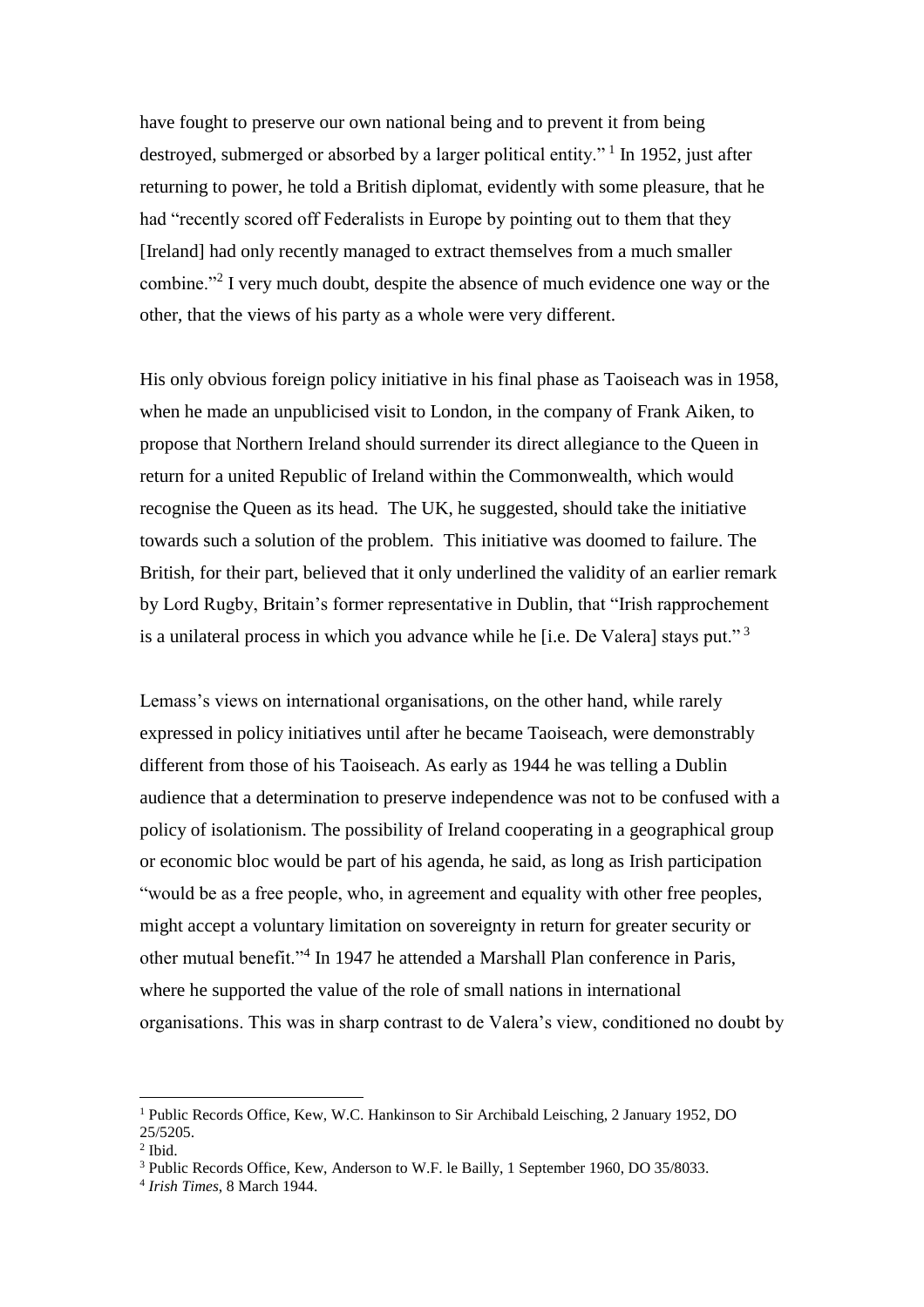have fought to preserve our own national being and to prevent it from being destroyed, submerged or absorbed by a larger political entity." [1] In 1952, just after returning to power, he told a British diplomat, evidently with some pleasure, that he had "recently scored off Federalists in Europe by pointing out to them that they [Ireland] had only recently managed to extract themselves from a much smaller combine."[2] I very much doubt, despite the absence of much evidence one way or the other, that the views of his party as a whole were very different.

His only obvious foreign policy initiative in his final phase as Taoiseach was in 1958, when he made an unpublicised visit to London, in the company of Frank Aiken, to propose that Northern Ireland should surrender its direct allegiance to the Queen in return for a united Republic of Ireland within the Commonwealth, which would recognise the Queen as its head. The UK, he suggested, should take the initiative towards such a solution of the problem. This initiative was doomed to failure. The British, for their part, believed that it only underlined the validity of an earlier remark by Lord Rugby, Britain's former representative in Dublin, that "Irish rapprochement is a unilateral process in which you advance while he [i.e. De Valera] stays put." [3]

Lemass's views on international organisations, on the other hand, while rarely expressed in policy initiatives until after he became Taoiseach, were demonstrably different from those of his Taoiseach. As early as 1944 he was telling a Dublin audience that a determination to preserve independence was not to be confused with a policy of isolationism. The possibility of Ireland cooperating in a geographical group or economic bloc would be part of his agenda, he said, as long as Irish participation "would be as a free people, who, in agreement and equality with other free peoples, might accept a voluntary limitation on sovereignty in return for greater security or other mutual benefit."[4] In 1947 he attended a Marshall Plan conference in Paris, where he supported the value of the role of small nations in international organisations. This was in sharp contrast to de Valera's view, conditioned no doubt by

---

[1] Public Records Office, Kew, W.C. Hankinson to Sir Archibald Leisching, 2 January 1952, DO 25/5205.

[2] Ibid.

[3] Public Records Office, Kew, Anderson to W.F. le Bailly, 1 September 1960, DO 35/8033.

[4] *Irish Times*, 8 March 1944.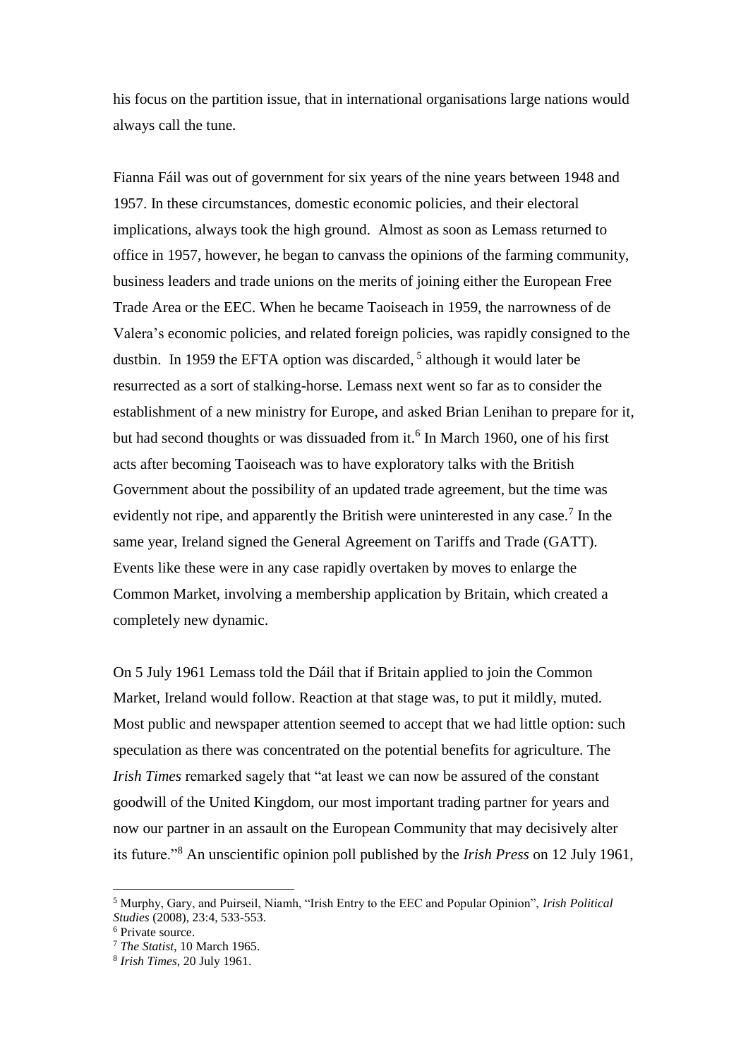his focus on the partition issue, that in international organisations large nations would always call the tune.

Fianna Fáil was out of government for six years of the nine years between 1948 and 1957. In these circumstances, domestic economic policies, and their electoral implications, always took the high ground. Almost as soon as Lemass returned to office in 1957, however, he began to canvass the opinions of the farming community, business leaders and trade unions on the merits of joining either the European Free Trade Area or the EEC. When he became Taoiseach in 1959, the narrowness of de Valera's economic policies, and related foreign policies, was rapidly consigned to the dustbin. In 1959 the EFTA option was discarded, [5] although it would later be resurrected as a sort of stalking-horse. Lemass next went so far as to consider the establishment of a new ministry for Europe, and asked Brian Lenihan to prepare for it, but had second thoughts or was dissuaded from it.[6] In March 1960, one of his first acts after becoming Taoiseach was to have exploratory talks with the British Government about the possibility of an updated trade agreement, but the time was evidently not ripe, and apparently the British were uninterested in any case.[7] In the same year, Ireland signed the General Agreement on Tariffs and Trade (GATT). Events like these were in any case rapidly overtaken by moves to enlarge the Common Market, involving a membership application by Britain, which created a completely new dynamic.

On 5 July 1961 Lemass told the Dáil that if Britain applied to join the Common Market, Ireland would follow. Reaction at that stage was, to put it mildly, muted. Most public and newspaper attention seemed to accept that we had little option: such speculation as there was concentrated on the potential benefits for agriculture. The *Irish Times* remarked sagely that "at least we can now be assured of the constant goodwill of the United Kingdom, our most important trading partner for years and now our partner in an assault on the European Community that may decisively alter its future."[8] An unscientific opinion poll published by the *Irish Press* on 12 July 1961,

---

[5] Murphy, Gary, and Puirseil, Niamh, "Irish Entry to the EEC and Popular Opinion", *Irish Political Studies* (2008), 23:4, 533-553.

[6] Private source.

[7] *The Statist*, 10 March 1965.

[8] *Irish Times*, 20 July 1961.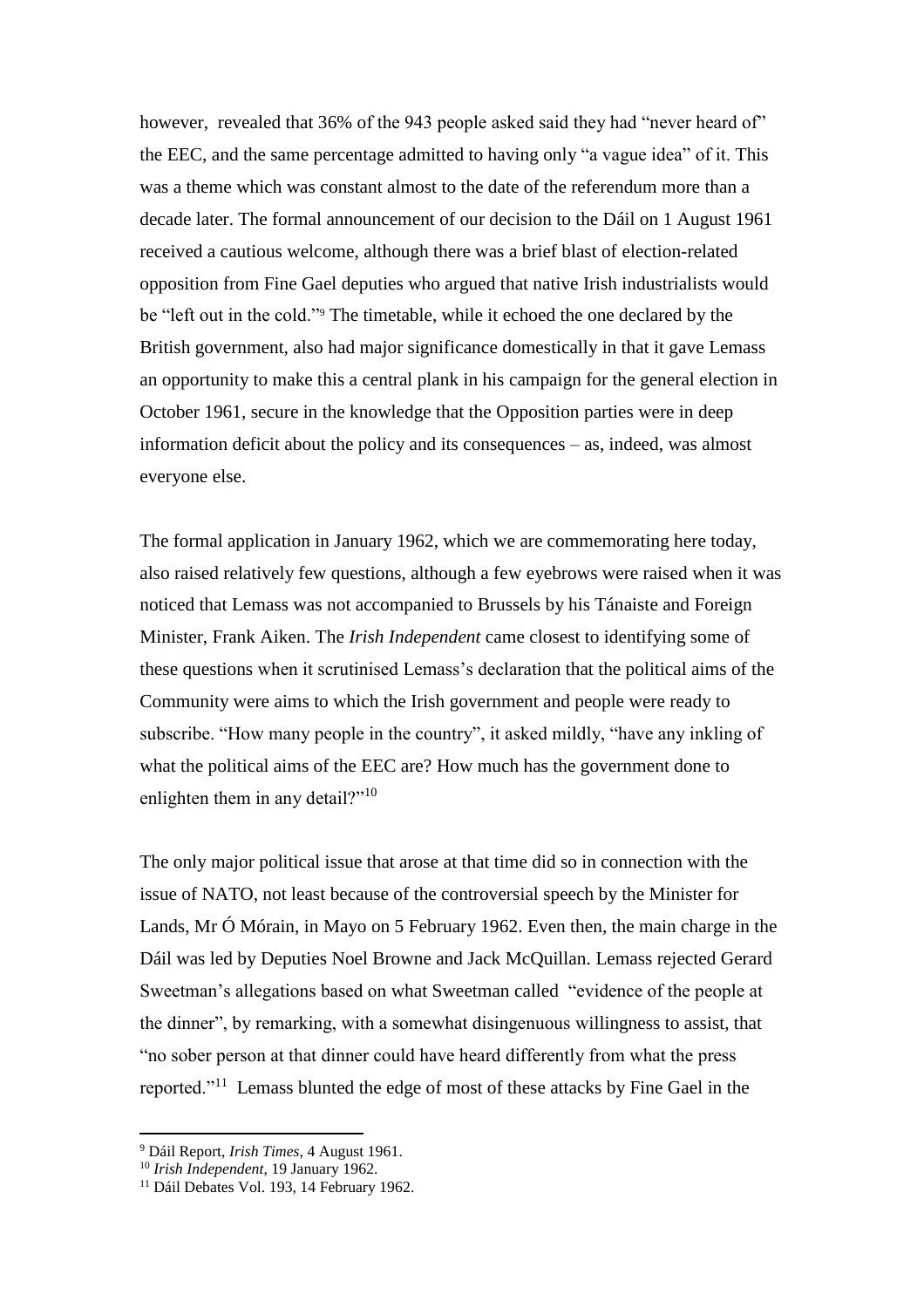however, revealed that 36% of the 943 people asked said they had "never heard of" the EEC, and the same percentage admitted to having only "a vague idea" of it. This was a theme which was constant almost to the date of the referendum more than a decade later. The formal announcement of our decision to the Dáil on 1 August 1961 received a cautious welcome, although there was a brief blast of election-related opposition from Fine Gael deputies who argued that native Irish industrialists would be "left out in the cold."[9] The timetable, while it echoed the one declared by the British government, also had major significance domestically in that it gave Lemass an opportunity to make this a central plank in his campaign for the general election in October 1961, secure in the knowledge that the Opposition parties were in deep information deficit about the policy and its consequences – as, indeed, was almost everyone else.

The formal application in January 1962, which we are commemorating here today, also raised relatively few questions, although a few eyebrows were raised when it was noticed that Lemass was not accompanied to Brussels by his Tánaiste and Foreign Minister, Frank Aiken. The *Irish Independent* came closest to identifying some of these questions when it scrutinised Lemass's declaration that the political aims of the Community were aims to which the Irish government and people were ready to subscribe. "How many people in the country", it asked mildly, "have any inkling of what the political aims of the EEC are? How much has the government done to enlighten them in any detail?"[10]

The only major political issue that arose at that time did so in connection with the issue of NATO, not least because of the controversial speech by the Minister for Lands, Mr Ó Mórain, in Mayo on 5 February 1962. Even then, the main charge in the Dáil was led by Deputies Noel Browne and Jack McQuillan. Lemass rejected Gerard Sweetman's allegations based on what Sweetman called "evidence of the people at the dinner", by remarking, with a somewhat disingenuous willingness to assist, that "no sober person at that dinner could have heard differently from what the press reported."[11] Lemass blunted the edge of most of these attacks by Fine Gael in the

---

[9] Dáil Report, *Irish Times*, 4 August 1961.

[10] *Irish Independent*, 19 January 1962.

[11] Dáil Debates Vol. 193, 14 February 1962.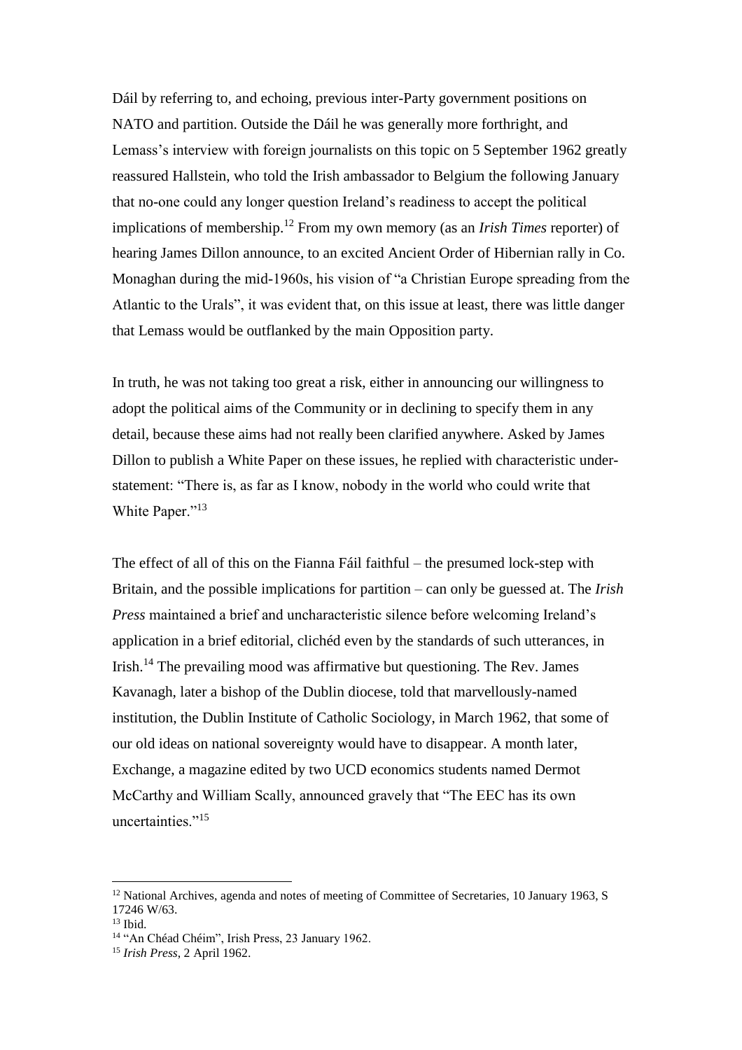Dáil by referring to, and echoing, previous inter-Party government positions on NATO and partition. Outside the Dáil he was generally more forthright, and Lemass's interview with foreign journalists on this topic on 5 September 1962 greatly reassured Hallstein, who told the Irish ambassador to Belgium the following January that no-one could any longer question Ireland's readiness to accept the political implications of membership.[12] From my own memory (as an *Irish Times* reporter) of hearing James Dillon announce, to an excited Ancient Order of Hibernian rally in Co. Monaghan during the mid-1960s, his vision of "a Christian Europe spreading from the Atlantic to the Urals", it was evident that, on this issue at least, there was little danger that Lemass would be outflanked by the main Opposition party.

In truth, he was not taking too great a risk, either in announcing our willingness to adopt the political aims of the Community or in declining to specify them in any detail, because these aims had not really been clarified anywhere. Asked by James Dillon to publish a White Paper on these issues, he replied with characteristic under-statement: "There is, as far as I know, nobody in the world who could write that White Paper."[13]

The effect of all of this on the Fianna Fáil faithful – the presumed lock-step with Britain, and the possible implications for partition – can only be guessed at. The *Irish Press* maintained a brief and uncharacteristic silence before welcoming Ireland's application in a brief editorial, clichéd even by the standards of such utterances, in Irish.[14] The prevailing mood was affirmative but questioning. The Rev. James Kavanagh, later a bishop of the Dublin diocese, told that marvellously-named institution, the Dublin Institute of Catholic Sociology, in March 1962, that some of our old ideas on national sovereignty would have to disappear. A month later, Exchange, a magazine edited by two UCD economics students named Dermot McCarthy and William Scally, announced gravely that "The EEC has its own uncertainties."[15]

---

[12] National Archives, agenda and notes of meeting of Committee of Secretaries, 10 January 1963, S 17246 W/63.

[13] Ibid.

[14] "An Chéad Chéim", Irish Press, 23 January 1962.

[15] *Irish Press*, 2 April 1962.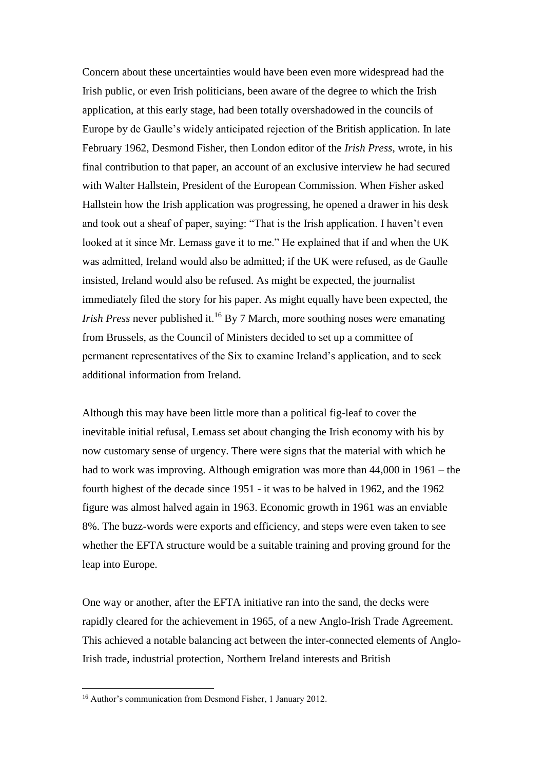Concern about these uncertainties would have been even more widespread had the Irish public, or even Irish politicians, been aware of the degree to which the Irish application, at this early stage, had been totally overshadowed in the councils of Europe by de Gaulle's widely anticipated rejection of the British application. In late February 1962, Desmond Fisher, then London editor of the *Irish Press*, wrote, in his final contribution to that paper, an account of an exclusive interview he had secured with Walter Hallstein, President of the European Commission. When Fisher asked Hallstein how the Irish application was progressing, he opened a drawer in his desk and took out a sheaf of paper, saying: "That is the Irish application. I haven't even looked at it since Mr. Lemass gave it to me." He explained that if and when the UK was admitted, Ireland would also be admitted; if the UK were refused, as de Gaulle insisted, Ireland would also be refused. As might be expected, the journalist immediately filed the story for his paper. As might equally have been expected, the *Irish Press* never published it.[16] By 7 March, more soothing noses were emanating from Brussels, as the Council of Ministers decided to set up a committee of permanent representatives of the Six to examine Ireland's application, and to seek additional information from Ireland.

Although this may have been little more than a political fig-leaf to cover the inevitable initial refusal, Lemass set about changing the Irish economy with his by now customary sense of urgency. There were signs that the material with which he had to work was improving. Although emigration was more than 44,000 in 1961 – the fourth highest of the decade since 1951 - it was to be halved in 1962, and the 1962 figure was almost halved again in 1963. Economic growth in 1961 was an enviable 8%. The buzz-words were exports and efficiency, and steps were even taken to see whether the EFTA structure would be a suitable training and proving ground for the leap into Europe.

One way or another, after the EFTA initiative ran into the sand, the decks were rapidly cleared for the achievement in 1965, of a new Anglo-Irish Trade Agreement. This achieved a notable balancing act between the inter-connected elements of Anglo-Irish trade, industrial protection, Northern Ireland interests and British

---

[16] Author's communication from Desmond Fisher, 1 January 2012.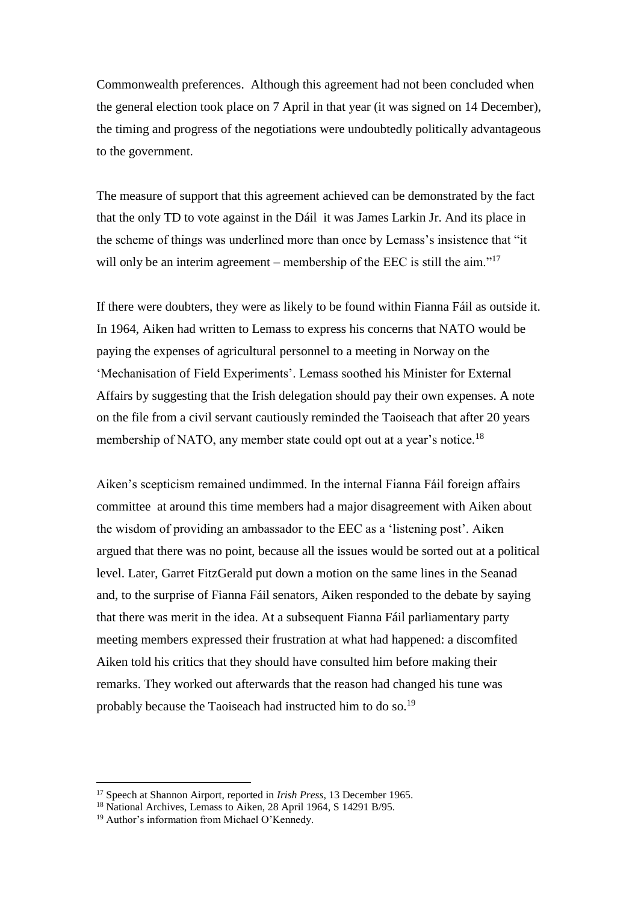Commonwealth preferences. Although this agreement had not been concluded when the general election took place on 7 April in that year (it was signed on 14 December), the timing and progress of the negotiations were undoubtedly politically advantageous to the government.

The measure of support that this agreement achieved can be demonstrated by the fact that the only TD to vote against in the Dáil it was James Larkin Jr. And its place in the scheme of things was underlined more than once by Lemass's insistence that "it will only be an interim agreement – membership of the EEC is still the aim."[17]

If there were doubters, they were as likely to be found within Fianna Fáil as outside it. In 1964, Aiken had written to Lemass to express his concerns that NATO would be paying the expenses of agricultural personnel to a meeting in Norway on the 'Mechanisation of Field Experiments'. Lemass soothed his Minister for External Affairs by suggesting that the Irish delegation should pay their own expenses. A note on the file from a civil servant cautiously reminded the Taoiseach that after 20 years membership of NATO, any member state could opt out at a year's notice.[18]

Aiken's scepticism remained undimmed. In the internal Fianna Fáil foreign affairs committee at around this time members had a major disagreement with Aiken about the wisdom of providing an ambassador to the EEC as a 'listening post'. Aiken argued that there was no point, because all the issues would be sorted out at a political level. Later, Garret FitzGerald put down a motion on the same lines in the Seanad and, to the surprise of Fianna Fáil senators, Aiken responded to the debate by saying that there was merit in the idea. At a subsequent Fianna Fáil parliamentary party meeting members expressed their frustration at what had happened: a discomfited Aiken told his critics that they should have consulted him before making their remarks. They worked out afterwards that the reason had changed his tune was probably because the Taoiseach had instructed him to do so.[19]

---

[17] Speech at Shannon Airport, reported in *Irish Press*, 13 December 1965.

[18] National Archives, Lemass to Aiken, 28 April 1964, S 14291 B/95.

[19] Author's information from Michael O'Kennedy.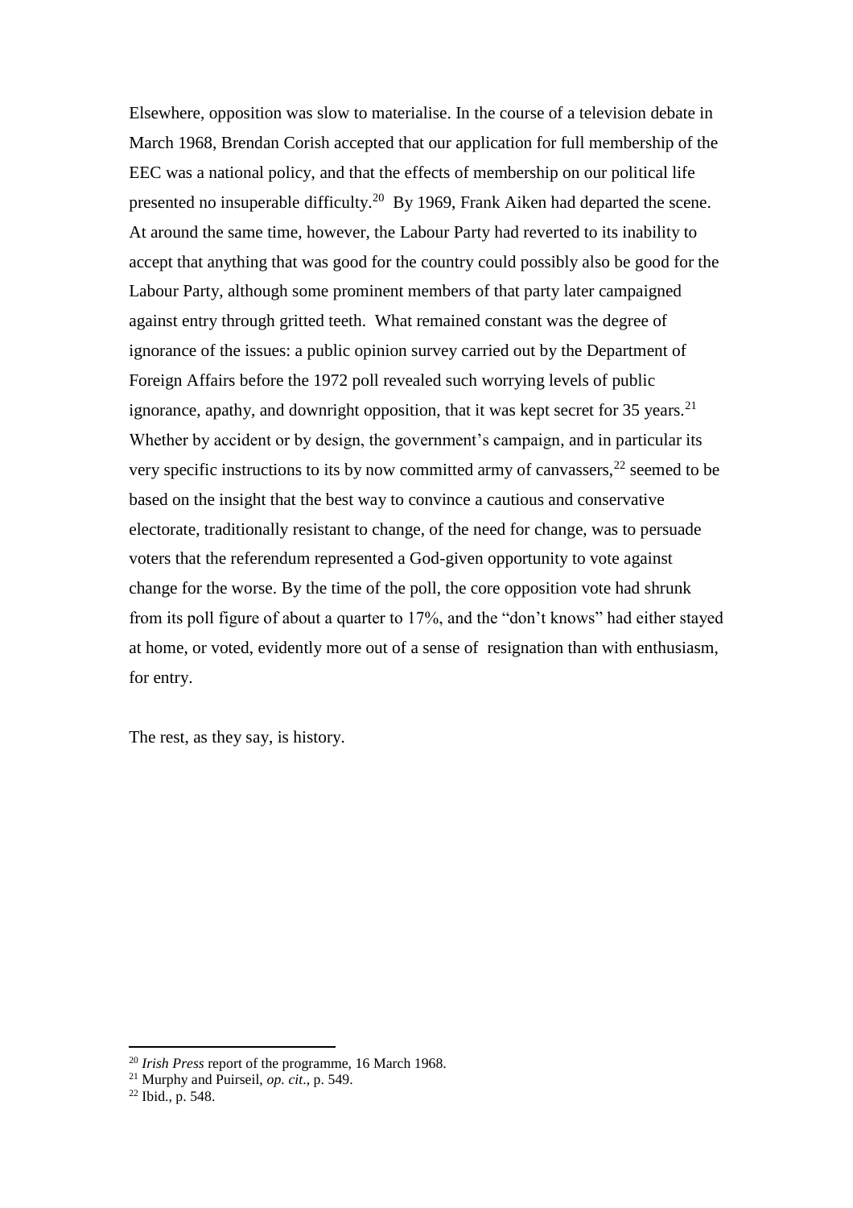Elsewhere, opposition was slow to materialise. In the course of a television debate in March 1968, Brendan Corish accepted that our application for full membership of the EEC was a national policy, and that the effects of membership on our political life presented no insuperable difficulty.[20] By 1969, Frank Aiken had departed the scene. At around the same time, however, the Labour Party had reverted to its inability to accept that anything that was good for the country could possibly also be good for the Labour Party, although some prominent members of that party later campaigned against entry through gritted teeth. What remained constant was the degree of ignorance of the issues: a public opinion survey carried out by the Department of Foreign Affairs before the 1972 poll revealed such worrying levels of public ignorance, apathy, and downright opposition, that it was kept secret for 35 years.[21] Whether by accident or by design, the government's campaign, and in particular its very specific instructions to its by now committed army of canvassers,[22] seemed to be based on the insight that the best way to convince a cautious and conservative electorate, traditionally resistant to change, of the need for change, was to persuade voters that the referendum represented a God-given opportunity to vote against change for the worse. By the time of the poll, the core opposition vote had shrunk from its poll figure of about a quarter to 17%, and the "don't knows" had either stayed at home, or voted, evidently more out of a sense of resignation than with enthusiasm, for entry.

The rest, as they say, is history.

---

[20] *Irish Press* report of the programme, 16 March 1968.

[21] Murphy and Puirseil, *op. cit*., p. 549.

[22] Ibid., p. 548.